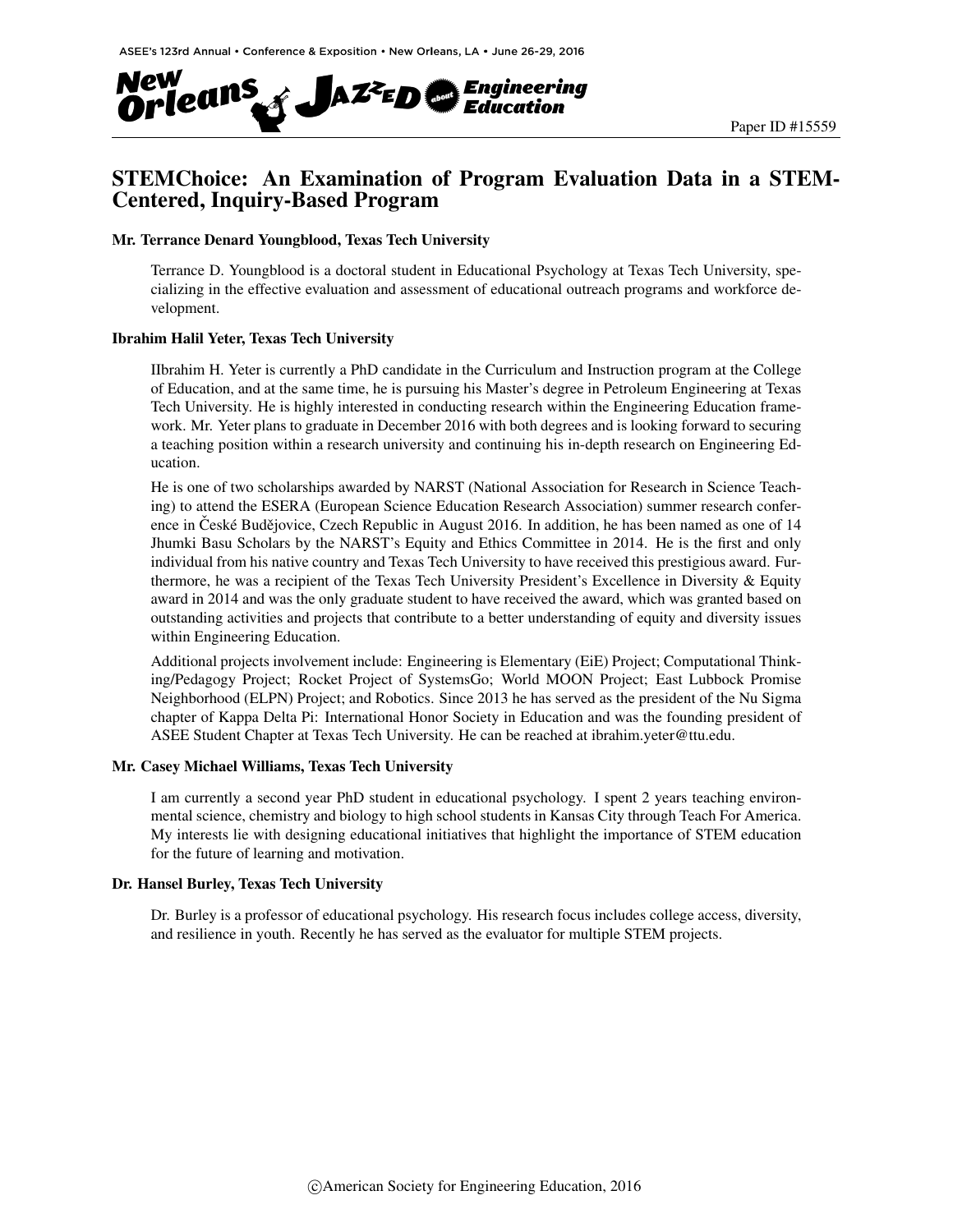Paper ID #15559

# STEMChoice: An Examination of Program Evaluation Data in a STEM-Centered, Inquiry-Based Program

### Mr. Terrance Denard Youngblood, Texas Tech University

Terrance D. Youngblood is a doctoral student in Educational Psychology at Texas Tech University, specializing in the effective evaluation and assessment of educational outreach programs and workforce development.

### Ibrahim Halil Yeter, Texas Tech University

IIbrahim H. Yeter is currently a PhD candidate in the Curriculum and Instruction program at the College of Education, and at the same time, he is pursuing his Master's degree in Petroleum Engineering at Texas Tech University. He is highly interested in conducting research within the Engineering Education framework. Mr. Yeter plans to graduate in December 2016 with both degrees and is looking forward to securing a teaching position within a research university and continuing his in-depth research on Engineering Education.

He is one of two scholarships awarded by NARST (National Association for Research in Science Teaching) to attend the ESERA (European Science Education Research Association) summer research conference in České Budějovice, Czech Republic in August 2016. In addition, he has been named as one of 14 Jhumki Basu Scholars by the NARST's Equity and Ethics Committee in 2014. He is the first and only individual from his native country and Texas Tech University to have received this prestigious award. Furthermore, he was a recipient of the Texas Tech University President's Excellence in Diversity & Equity award in 2014 and was the only graduate student to have received the award, which was granted based on outstanding activities and projects that contribute to a better understanding of equity and diversity issues within Engineering Education.

Additional projects involvement include: Engineering is Elementary (EiE) Project; Computational Thinking/Pedagogy Project; Rocket Project of SystemsGo; World MOON Project; East Lubbock Promise Neighborhood (ELPN) Project; and Robotics. Since 2013 he has served as the president of the Nu Sigma chapter of Kappa Delta Pi: International Honor Society in Education and was the founding president of ASEE Student Chapter at Texas Tech University. He can be reached at ibrahim.yeter@ttu.edu.

### Mr. Casey Michael Williams, Texas Tech University

I am currently a second year PhD student in educational psychology. I spent 2 years teaching environmental science, chemistry and biology to high school students in Kansas City through Teach For America. My interests lie with designing educational initiatives that highlight the importance of STEM education for the future of learning and motivation.

### Dr. Hansel Burley, Texas Tech University

Dr. Burley is a professor of educational psychology. His research focus includes college access, diversity, and resilience in youth. Recently he has served as the evaluator for multiple STEM projects.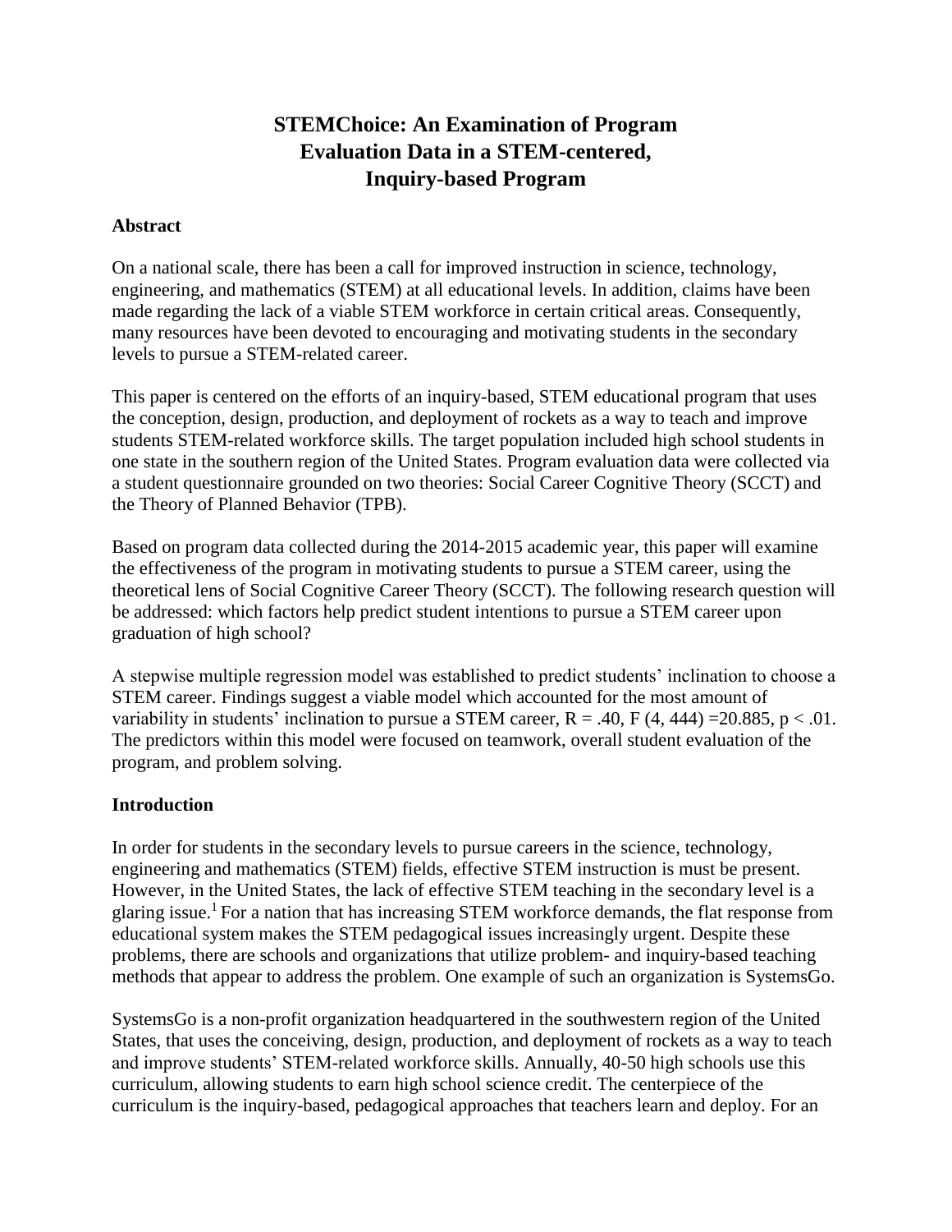# STEMChoice: An Examination of Program Evaluation Data in a STEM-centered, Inquiry-based Program

## Abstract

On a national scale, there has been a call for improved instruction in science, technology, engineering, and mathematics (STEM) at all educational levels. In addition, claims have been made regarding the lack of a viable STEM workforce in certain critical areas. Consequently, many resources have been devoted to encouraging and motivating students in the secondary levels to pursue a STEM-related career.

This paper is centered on the efforts of an inquiry-based, STEM educational program that uses the conception, design, production, and deployment of rockets as a way to teach and improve students STEM-related workforce skills. The target population included high school students in one state in the southern region of the United States. Program evaluation data were collected via a student questionnaire grounded on two theories: Social Career Cognitive Theory (SCCT) and the Theory of Planned Behavior (TPB).

Based on program data collected during the 2014-2015 academic year, this paper will examine the effectiveness of the program in motivating students to pursue a STEM career, using the theoretical lens of Social Cognitive Career Theory (SCCT). The following research question will be addressed: which factors help predict student intentions to pursue a STEM career upon graduation of high school?

A stepwise multiple regression model was established to predict students' inclination to choose a STEM career. Findings suggest a viable model which accounted for the most amount of variability in students' inclination to pursue a STEM career, $R = .40$, $F (4, 444) = 20.885$, $p < .01$. The predictors within this model were focused on teamwork, overall student evaluation of the program, and problem solving.

## Introduction

In order for students in the secondary levels to pursue careers in the science, technology, engineering and mathematics (STEM) fields, effective STEM instruction is must be present. However, in the United States, the lack of effective STEM teaching in the secondary level is a glaring issue.[1] For a nation that has increasing STEM workforce demands, the flat response from educational system makes the STEM pedagogical issues increasingly urgent. Despite these problems, there are schools and organizations that utilize problem- and inquiry-based teaching methods that appear to address the problem. One example of such an organization is SystemsGo.

SystemsGo is a non-profit organization headquartered in the southwestern region of the United States, that uses the conceiving, design, production, and deployment of rockets as a way to teach and improve students' STEM-related workforce skills. Annually, 40-50 high schools use this curriculum, allowing students to earn high school science credit. The centerpiece of the curriculum is the inquiry-based, pedagogical approaches that teachers learn and deploy. For an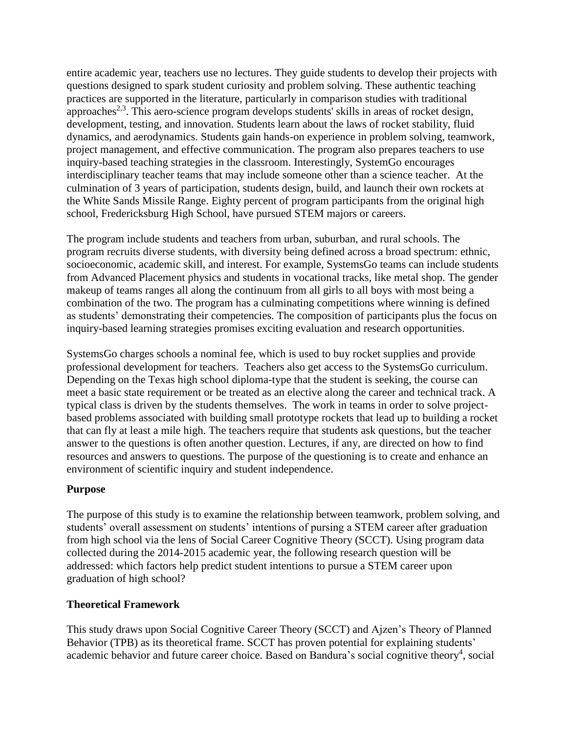entire academic year, teachers use no lectures. They guide students to develop their projects with questions designed to spark student curiosity and problem solving. These authentic teaching practices are supported in the literature, particularly in comparison studies with traditional approaches[2,3]. This aero-science program develops students' skills in areas of rocket design, development, testing, and innovation. Students learn about the laws of rocket stability, fluid dynamics, and aerodynamics. Students gain hands-on experience in problem solving, teamwork, project management, and effective communication. The program also prepares teachers to use inquiry-based teaching strategies in the classroom. Interestingly, SystemGo encourages interdisciplinary teacher teams that may include someone other than a science teacher. At the culmination of 3 years of participation, students design, build, and launch their own rockets at the White Sands Missile Range. Eighty percent of program participants from the original high school, Fredericksburg High School, have pursued STEM majors or careers.

The program include students and teachers from urban, suburban, and rural schools. The program recruits diverse students, with diversity being defined across a broad spectrum: ethnic, socioeconomic, academic skill, and interest. For example, SystemsGo teams can include students from Advanced Placement physics and students in vocational tracks, like metal shop. The gender makeup of teams ranges all along the continuum from all girls to all boys with most being a combination of the two. The program has a culminating competitions where winning is defined as students' demonstrating their competencies. The composition of participants plus the focus on inquiry-based learning strategies promises exciting evaluation and research opportunities.

SystemsGo charges schools a nominal fee, which is used to buy rocket supplies and provide professional development for teachers. Teachers also get access to the SystemsGo curriculum. Depending on the Texas high school diploma-type that the student is seeking, the course can meet a basic state requirement or be treated as an elective along the career and technical track. A typical class is driven by the students themselves. The work in teams in order to solve project-based problems associated with building small prototype rockets that lead up to building a rocket that can fly at least a mile high. The teachers require that students ask questions, but the teacher answer to the questions is often another question. Lectures, if any, are directed on how to find resources and answers to questions. The purpose of the questioning is to create and enhance an environment of scientific inquiry and student independence.

## Purpose

The purpose of this study is to examine the relationship between teamwork, problem solving, and students' overall assessment on students' intentions of pursing a STEM career after graduation from high school via the lens of Social Career Cognitive Theory (SCCT). Using program data collected during the 2014-2015 academic year, the following research question will be addressed: which factors help predict student intentions to pursue a STEM career upon graduation of high school?

## Theoretical Framework

This study draws upon Social Cognitive Career Theory (SCCT) and Ajzen's Theory of Planned Behavior (TPB) as its theoretical frame. SCCT has proven potential for explaining students' academic behavior and future career choice. Based on Bandura's social cognitive theory[4], social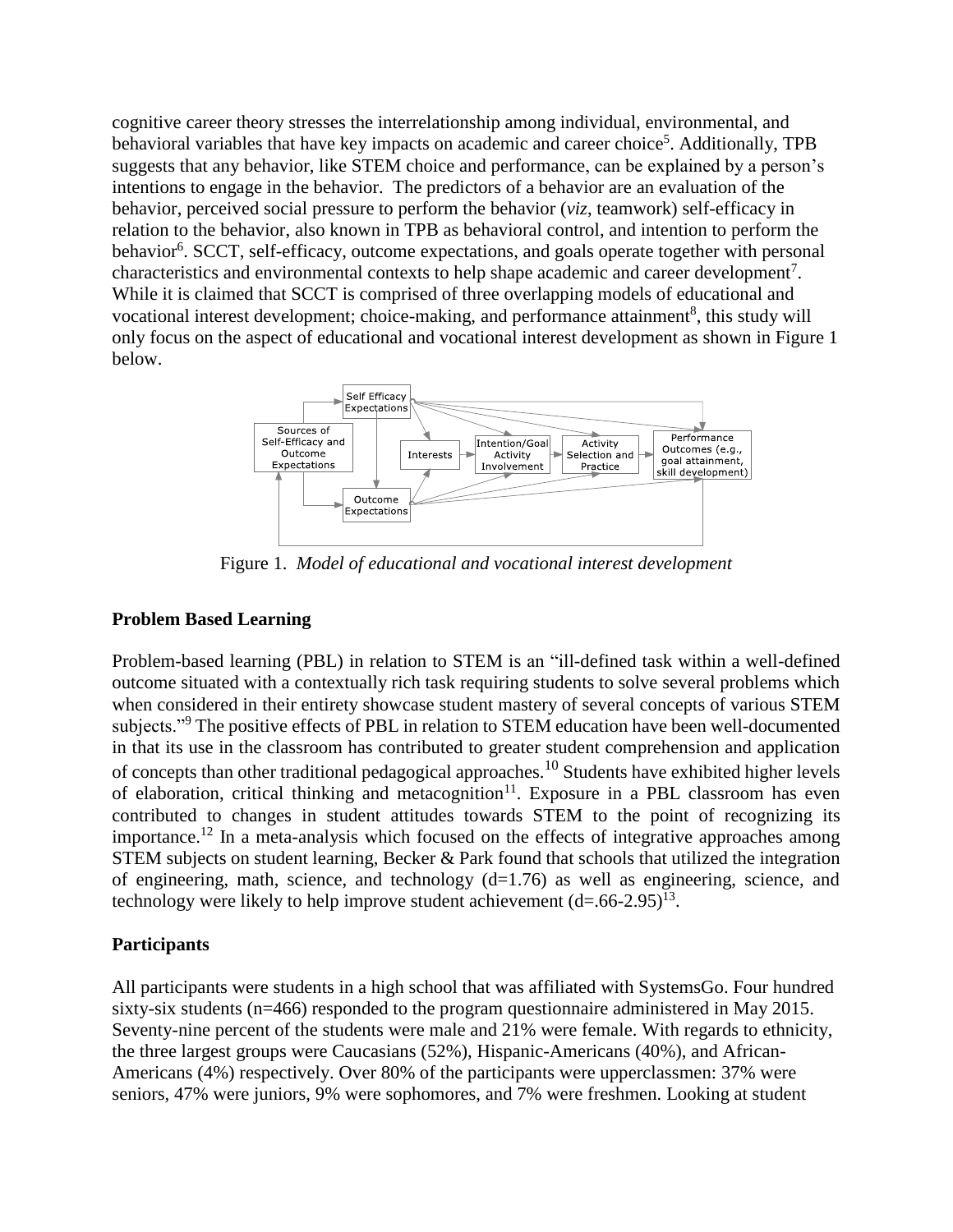cognitive career theory stresses the interrelationship among individual, environmental, and behavioral variables that have key impacts on academic and career choice[5]. Additionally, TPB suggests that any behavior, like STEM choice and performance, can be explained by a person's intentions to engage in the behavior. The predictors of a behavior are an evaluation of the behavior, perceived social pressure to perform the behavior (*viz*, teamwork) self-efficacy in relation to the behavior, also known in TPB as behavioral control, and intention to perform the behavior[6]. SCCT, self-efficacy, outcome expectations, and goals operate together with personal characteristics and environmental contexts to help shape academic and career development[7]. While it is claimed that SCCT is comprised of three overlapping models of educational and vocational interest development; choice-making, and performance attainment[8], this study will only focus on the aspect of educational and vocational interest development as shown in Figure 1 below.

Figure 1. *Model of educational and vocational interest development*

## Problem Based Learning

Problem-based learning (PBL) in relation to STEM is an "ill-defined task within a well-defined outcome situated with a contextually rich task requiring students to solve several problems which when considered in their entirety showcase student mastery of several concepts of various STEM subjects."[9] The positive effects of PBL in relation to STEM education have been well-documented in that its use in the classroom has contributed to greater student comprehension and application of concepts than other traditional pedagogical approaches.[10] Students have exhibited higher levels of elaboration, critical thinking and metacognition[11]. Exposure in a PBL classroom has even contributed to changes in student attitudes towards STEM to the point of recognizing its importance.[12] In a meta-analysis which focused on the effects of integrative approaches among STEM subjects on student learning, Becker & Park found that schools that utilized the integration of engineering, math, science, and technology ($d=1.76$) as well as engineering, science, and technology were likely to help improve student achievement ($d=.66\text{-}2.95$)[13].

## Participants

All participants were students in a high school that was affiliated with SystemsGo. Four hundred sixty-six students ($n=466$) responded to the program questionnaire administered in May 2015. Seventy-nine percent of the students were male and 21% were female. With regards to ethnicity, the three largest groups were Caucasians (52%), Hispanic-Americans (40%), and African-Americans (4%) respectively. Over 80% of the participants were upperclassmen: 37% were seniors, 47% were juniors, 9% were sophomores, and 7% were freshmen. Looking at student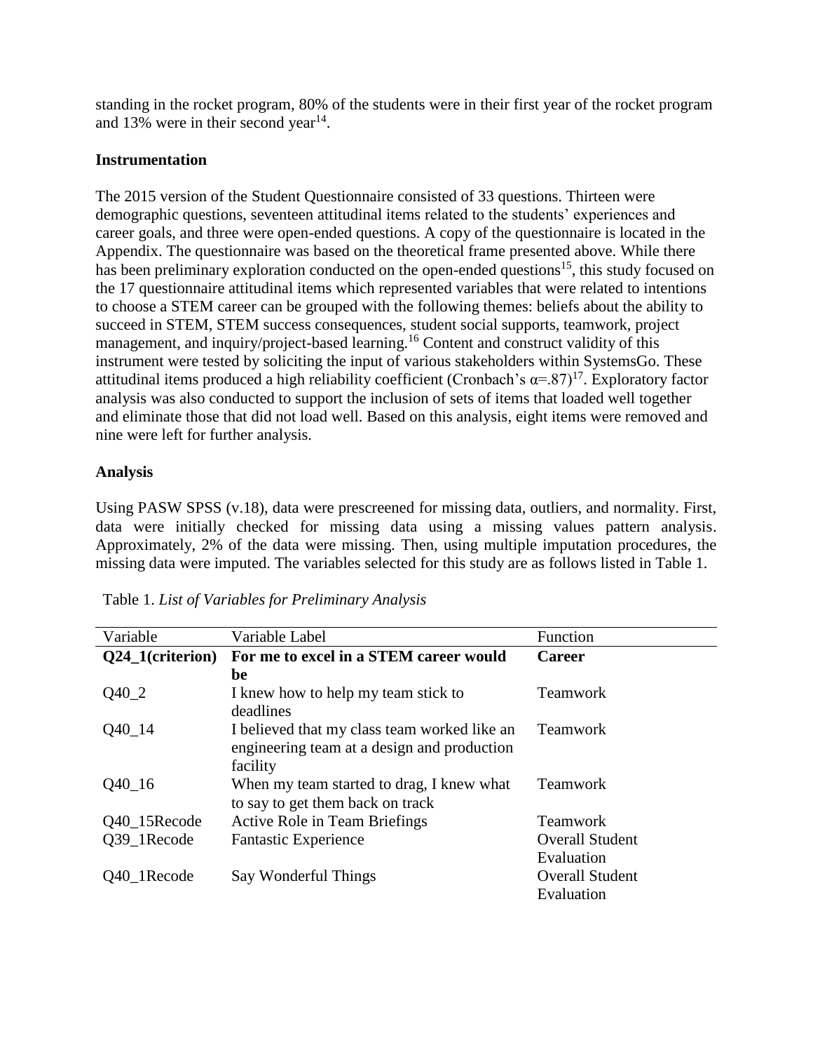standing in the rocket program, 80% of the students were in their first year of the rocket program and 13% were in their second year[14].

**Instrumentation**

The 2015 version of the Student Questionnaire consisted of 33 questions. Thirteen were demographic questions, seventeen attitudinal items related to the students' experiences and career goals, and three were open-ended questions. A copy of the questionnaire is located in the Appendix. The questionnaire was based on the theoretical frame presented above. While there has been preliminary exploration conducted on the open-ended questions[15], this study focused on the 17 questionnaire attitudinal items which represented variables that were related to intentions to choose a STEM career can be grouped with the following themes: beliefs about the ability to succeed in STEM, STEM success consequences, student social supports, teamwork, project management, and inquiry/project-based learning.[16] Content and construct validity of this instrument were tested by soliciting the input of various stakeholders within SystemsGo. These attitudinal items produced a high reliability coefficient (Cronbach's $\alpha$=.87)[17]. Exploratory factor analysis was also conducted to support the inclusion of sets of items that loaded well together and eliminate those that did not load well. Based on this analysis, eight items were removed and nine were left for further analysis.

**Analysis**

Using PASW SPSS (v.18), data were prescreened for missing data, outliers, and normality. First, data were initially checked for missing data using a missing values pattern analysis. Approximately, 2% of the data were missing. Then, using multiple imputation procedures, the missing data were imputed. The variables selected for this study are as follows listed in Table 1.

Table 1. *List of Variables for Preliminary Analysis*

| Variable | Variable Label | Function |
|---|---|---|
| **Q24_1(criterion)** | **For me to excel in a STEM career would be** | **Career** |
| Q40_2 | I knew how to help my team stick to deadlines | Teamwork |
| Q40_14 | I believed that my class team worked like an engineering team at a design and production facility | Teamwork |
| Q40_16 | When my team started to drag, I knew what to say to get them back on track | Teamwork |
| Q40_15Recode | Active Role in Team Briefings | Teamwork |
| Q39_1Recode | Fantastic Experience | Overall Student Evaluation |
| Q40_1Recode | Say Wonderful Things | Overall Student Evaluation |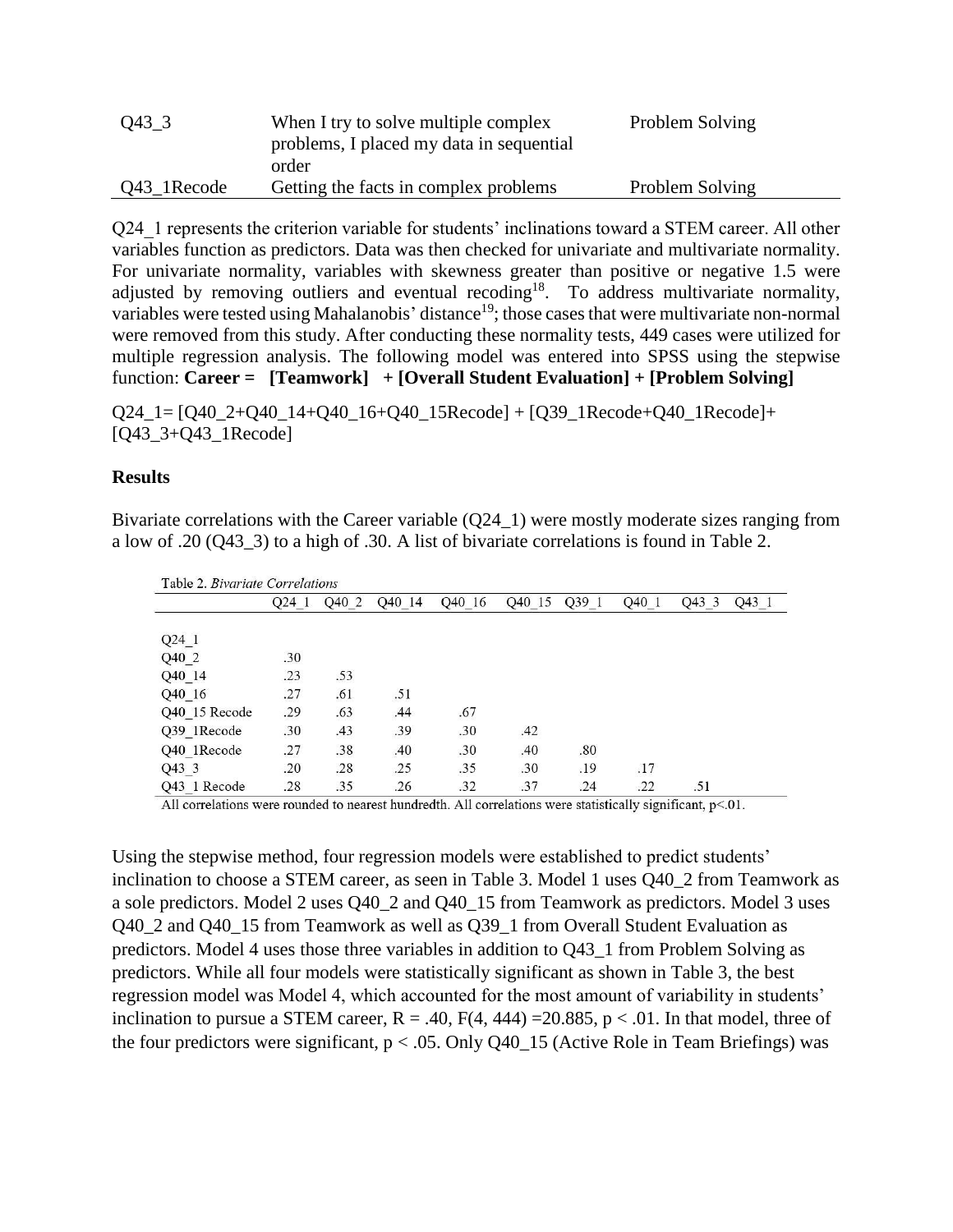| | | |
|---|---|---|
| Q43_3 | When I try to solve multiple complex problems, I placed my data in sequential order | Problem Solving |
| Q43_1Recode | Getting the facts in complex problems | Problem Solving |

Q24_1 represents the criterion variable for students' inclinations toward a STEM career. All other variables function as predictors. Data was then checked for univariate and multivariate normality. For univariate normality, variables with skewness greater than positive or negative 1.5 were adjusted by removing outliers and eventual recoding[18]. To address multivariate normality, variables were tested using Mahalanobis' distance[19]; those cases that were multivariate non-normal were removed from this study. After conducting these normality tests, 449 cases were utilized for multiple regression analysis. The following model was entered into SPSS using the stepwise function: **Career = [Teamwork] + [Overall Student Evaluation] + [Problem Solving]**

Q24_1= [Q40_2+Q40_14+Q40_16+Q40_15Recode] + [Q39_1Recode+Q40_1Recode]+ [Q43_3+Q43_1Recode]

**Results**

Bivariate correlations with the Career variable (Q24_1) were mostly moderate sizes ranging from a low of .20 (Q43_3) to a high of .30. A list of bivariate correlations is found in Table 2.

Table 2. *Bivariate Correlations*

| | Q24_1 | Q40_2 | Q40_14 | Q40_16 | Q40_15 | Q39_1 | Q40_1 | Q43_3 | Q43_1 |
|---|---|---|---|---|---|---|---|---|---|
| Q24_1 | | | | | | | | | |
| Q40_2 | .30 | | | | | | | | |
| Q40_14 | .23 | .53 | | | | | | | |
| Q40_16 | .27 | .61 | .51 | | | | | | |
| Q40_15 Recode | .29 | .63 | .44 | .67 | | | | | |
| Q39_1Recode | .30 | .43 | .39 | .30 | .42 | | | | |
| Q40_1Recode | .27 | .38 | .40 | .30 | .40 | .80 | | | |
| Q43_3 | .20 | .28 | .25 | .35 | .30 | .19 | .17 | | |
| Q43_1 Recode | .28 | .35 | .26 | .32 | .37 | .24 | .22 | .51 | |

All correlations were rounded to nearest hundredth. All correlations were statistically significant, $p<.01$.

Using the stepwise method, four regression models were established to predict students' inclination to choose a STEM career, as seen in Table 3. Model 1 uses Q40_2 from Teamwork as a sole predictors. Model 2 uses Q40_2 and Q40_15 from Teamwork as predictors. Model 3 uses Q40_2 and Q40_15 from Teamwork as well as Q39_1 from Overall Student Evaluation as predictors. Model 4 uses those three variables in addition to Q43_1 from Problem Solving as predictors. While all four models were statistically significant as shown in Table 3, the best regression model was Model 4, which accounted for the most amount of variability in students' inclination to pursue a STEM career, $R = .40$, $F(4, 444) = 20.885$, $p < .01$. In that model, three of the four predictors were significant, $p < .05$. Only Q40_15 (Active Role in Team Briefings) was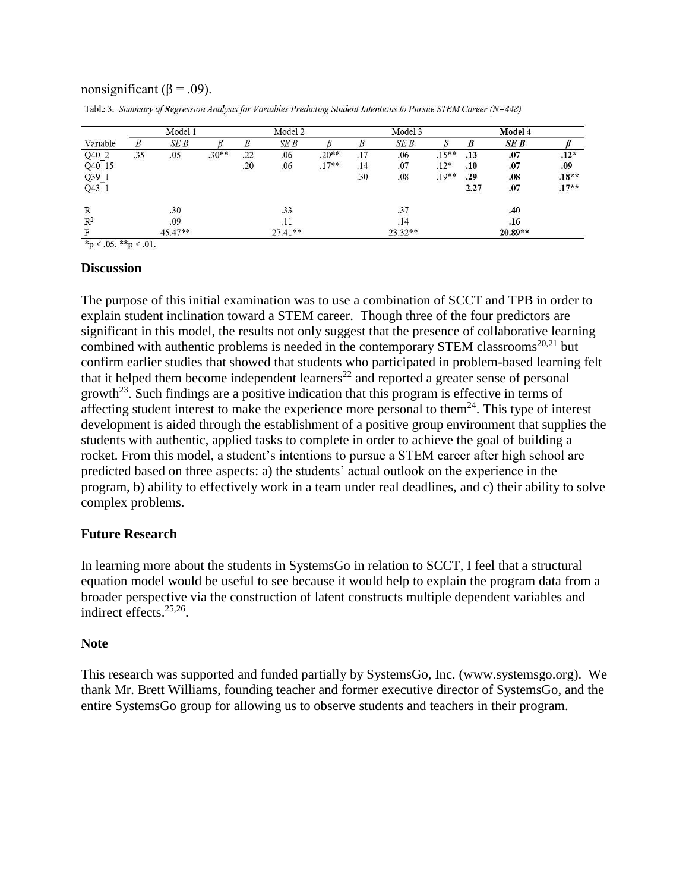nonsignificant (β = .09).

Table 3. *Summary of Regression Analysis for Variables Predicting Student Intentions to Pursue STEM Career (N=448)*

| | Model 1 | | | Model 2 | | | Model 3 | | | **Model 4** | | |
|---|---|---|---|---|---|---|---|---|---|---|---|---|
| Variable | *B* | *SE B* | *β* | *B* | *SE B* | *β* | *B* | *SE B* | *β* | ***B*** | ***SE B*** | ***β*** |
| Q40_2 | .35 | .05 | .30** | .22 | .06 | .20** | .17 | .06 | .15** | **.13** | **.07** | **.12*** |
| Q40_15 | | | | .20 | .06 | .17** | .14 | .07 | .12* | **.10** | **.07** | **.09** |
| Q39_1 | | | | | | | .30 | .08 | .19** | **.29** | **.08** | **.18**** |
| Q43_1 | | | | | | | | | | **2.27** | **.07** | **.17**** |
| R | | .30 | | | .33 | | | .37 | | | **.40** | |
| $R^2$ | | .09 | | | .11 | | | .14 | | | **.16** | |
| F | | 45.47** | | | 27.41** | | | 23.32** | | | **20.89**** | |

*p < .05. **p < .01.

## Discussion

The purpose of this initial examination was to use a combination of SCCT and TPB in order to explain student inclination toward a STEM career. Though three of the four predictors are significant in this model, the results not only suggest that the presence of collaborative learning combined with authentic problems is needed in the contemporary STEM classrooms[20,21] but confirm earlier studies that showed that students who participated in problem-based learning felt that it helped them become independent learners[22] and reported a greater sense of personal growth[23]. Such findings are a positive indication that this program is effective in terms of affecting student interest to make the experience more personal to them[24]. This type of interest development is aided through the establishment of a positive group environment that supplies the students with authentic, applied tasks to complete in order to achieve the goal of building a rocket. From this model, a student's intentions to pursue a STEM career after high school are predicted based on three aspects: a) the students' actual outlook on the experience in the program, b) ability to effectively work in a team under real deadlines, and c) their ability to solve complex problems.

## Future Research

In learning more about the students in SystemsGo in relation to SCCT, I feel that a structural equation model would be useful to see because it would help to explain the program data from a broader perspective via the construction of latent constructs multiple dependent variables and indirect effects.[25,26].

## Note

This research was supported and funded partially by SystemsGo, Inc. (www.systemsgo.org). We thank Mr. Brett Williams, founding teacher and former executive director of SystemsGo, and the entire SystemsGo group for allowing us to observe students and teachers in their program.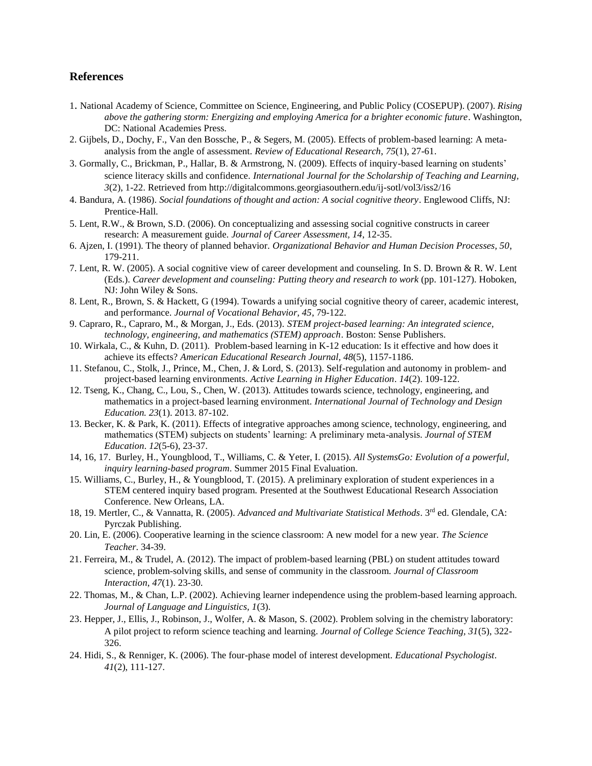## References

1. National Academy of Science, Committee on Science, Engineering, and Public Policy (COSEPUP). (2007). *Rising above the gathering storm: Energizing and employing America for a brighter economic future*. Washington, DC: National Academies Press.
2. Gijbels, D., Dochy, F., Van den Bossche, P., & Segers, M. (2005). Effects of problem-based learning: A meta-analysis from the angle of assessment. *Review of Educational Research*, *75*(1), 27-61.
3. Gormally, C., Brickman, P., Hallar, B. & Armstrong, N. (2009). Effects of inquiry-based learning on students' science literacy skills and confidence. *International Journal for the Scholarship of Teaching and Learning*, *3*(2), 1-22. Retrieved from http://digitalcommons.georgiasouthern.edu/ij-sotl/vol3/iss2/16
4. Bandura, A. (1986). *Social foundations of thought and action: A social cognitive theory*. Englewood Cliffs, NJ: Prentice-Hall.
5. Lent, R.W., & Brown, S.D. (2006). On conceptualizing and assessing social cognitive constructs in career research: A measurement guide. *Journal of Career Assessment*, *14*, 12-35.
6. Ajzen, I. (1991). The theory of planned behavior. *Organizational Behavior and Human Decision Processes, 50*, 179-211.
7. Lent, R. W. (2005). A social cognitive view of career development and counseling. In S. D. Brown & R. W. Lent (Eds.). *Career development and counseling: Putting theory and research to work* (pp. 101-127). Hoboken, NJ: John Wiley & Sons.
8. Lent, R., Brown, S. & Hackett, G (1994). Towards a unifying social cognitive theory of career, academic interest, and performance. *Journal of Vocational Behavior, 45*, 79-122.
9. Capraro, R., Capraro, M., & Morgan, J., Eds. (2013). *STEM project-based learning: An integrated science, technology, engineering, and mathematics (STEM) approach*. Boston: Sense Publishers.
10. Wirkala, C., & Kuhn, D. (2011). Problem-based learning in K-12 education: Is it effective and how does it achieve its effects? *American Educational Research Journal*, *48*(5), 1157-1186.
11. Stefanou, C., Stolk, J., Prince, M., Chen, J. & Lord, S. (2013). Self-regulation and autonomy in problem- and project-based learning environments. *Active Learning in Higher Education*. *14*(2). 109-122.
12. Tseng, K., Chang, C., Lou, S., Chen, W. (2013). Attitudes towards science, technology, engineering, and mathematics in a project-based learning environment. *International Journal of Technology and Design Education. 23*(1). 2013. 87-102.
13. Becker, K. & Park, K. (2011). Effects of integrative approaches among science, technology, engineering, and mathematics (STEM) subjects on students' learning: A preliminary meta-analysis. *Journal of STEM Education*. *12*(5-6), 23-37.
14, 16, 17. Burley, H., Youngblood, T., Williams, C. & Yeter, I. (2015). *All SystemsGo: Evolution of a powerful, inquiry learning-based program*. Summer 2015 Final Evaluation.
15. Williams, C., Burley, H., & Youngblood, T. (2015). A preliminary exploration of student experiences in a STEM centered inquiry based program. Presented at the Southwest Educational Research Association Conference. New Orleans, LA.
18, 19. Mertler, C., & Vannatta, R. (2005). *Advanced and Multivariate Statistical Methods*. 3rd ed. Glendale, CA: Pyrczak Publishing.
20. Lin, E. (2006). Cooperative learning in the science classroom: A new model for a new year. *The Science Teacher*. 34-39.
21. Ferreira, M., & Trudel, A. (2012). The impact of problem-based learning (PBL) on student attitudes toward science, problem-solving skills, and sense of community in the classroom. *Journal of Classroom Interaction*, *47*(1). 23-30.
22. Thomas, M., & Chan, L.P. (2002). Achieving learner independence using the problem-based learning approach. *Journal of Language and Linguistics, 1*(3).
23. Hepper, J., Ellis, J., Robinson, J., Wolfer, A. & Mason, S. (2002). Problem solving in the chemistry laboratory: A pilot project to reform science teaching and learning. *Journal of College Science Teaching*, *31*(5), 322-326.
24. Hidi, S., & Renniger, K. (2006). The four-phase model of interest development. *Educational Psychologist*. *41*(2), 111-127.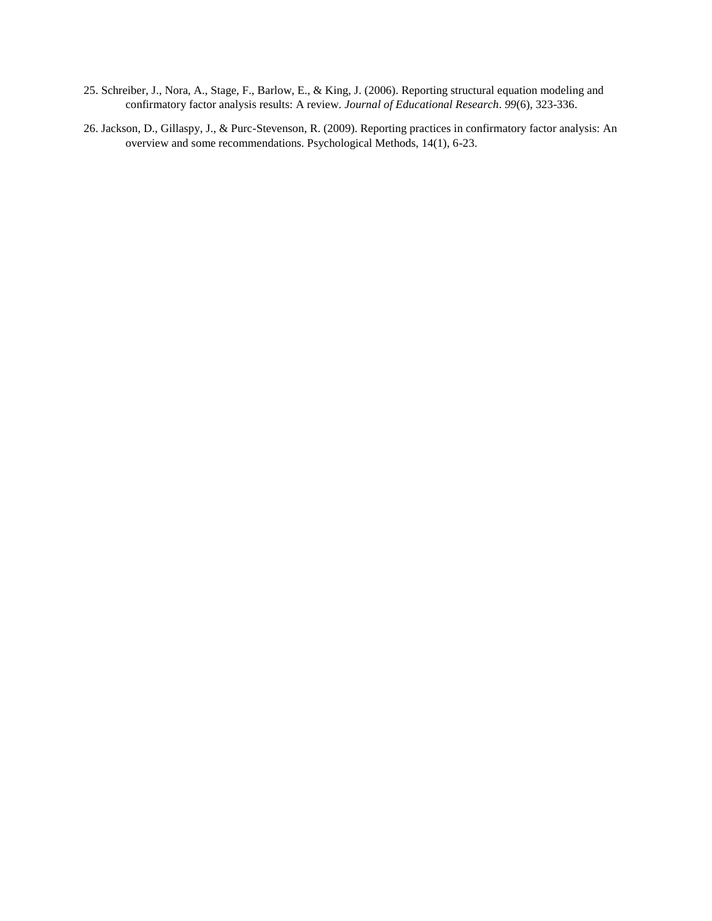25. Schreiber, J., Nora, A., Stage, F., Barlow, E., & King, J. (2006). Reporting structural equation modeling and confirmatory factor analysis results: A review. *Journal of Educational Research*. *99*(6), 323-336.

26. Jackson, D., Gillaspy, J., & Purc-Stevenson, R. (2009). Reporting practices in confirmatory factor analysis: An overview and some recommendations. Psychological Methods, 14(1), 6-23.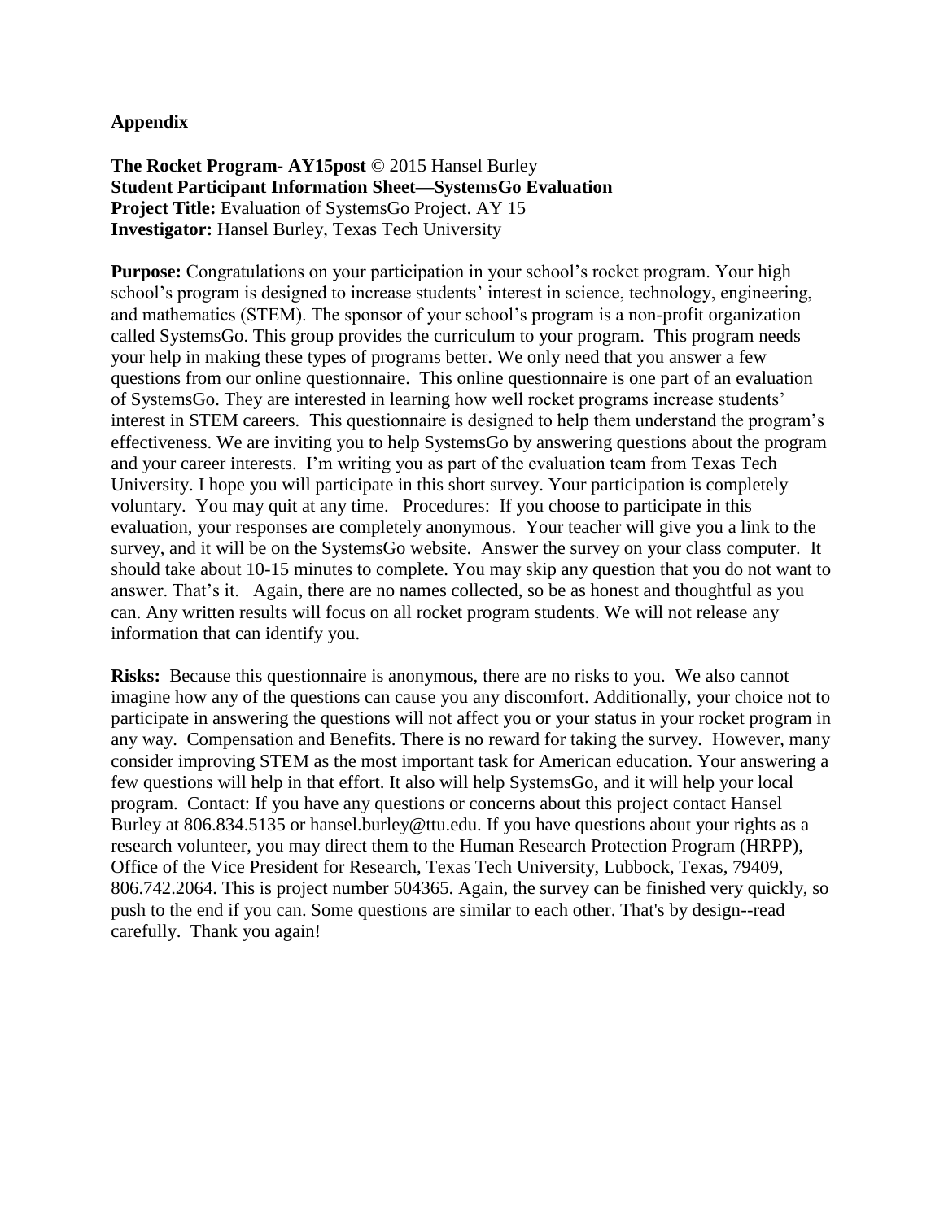## Appendix

**The Rocket Program- AY15post** © 2015 Hansel Burley
**Student Participant Information Sheet—SystemsGo Evaluation**
**Project Title:** Evaluation of SystemsGo Project. AY 15
**Investigator:** Hansel Burley, Texas Tech University

**Purpose:** Congratulations on your participation in your school's rocket program. Your high school's program is designed to increase students' interest in science, technology, engineering, and mathematics (STEM). The sponsor of your school's program is a non-profit organization called SystemsGo. This group provides the curriculum to your program. This program needs your help in making these types of programs better. We only need that you answer a few questions from our online questionnaire. This online questionnaire is one part of an evaluation of SystemsGo. They are interested in learning how well rocket programs increase students' interest in STEM careers. This questionnaire is designed to help them understand the program's effectiveness. We are inviting you to help SystemsGo by answering questions about the program and your career interests. I'm writing you as part of the evaluation team from Texas Tech University. I hope you will participate in this short survey. Your participation is completely voluntary. You may quit at any time. Procedures: If you choose to participate in this evaluation, your responses are completely anonymous. Your teacher will give you a link to the survey, and it will be on the SystemsGo website. Answer the survey on your class computer. It should take about 10-15 minutes to complete. You may skip any question that you do not want to answer. That's it. Again, there are no names collected, so be as honest and thoughtful as you can. Any written results will focus on all rocket program students. We will not release any information that can identify you.

**Risks:** Because this questionnaire is anonymous, there are no risks to you. We also cannot imagine how any of the questions can cause you any discomfort. Additionally, your choice not to participate in answering the questions will not affect you or your status in your rocket program in any way. Compensation and Benefits. There is no reward for taking the survey. However, many consider improving STEM as the most important task for American education. Your answering a few questions will help in that effort. It also will help SystemsGo, and it will help your local program. Contact: If you have any questions or concerns about this project contact Hansel Burley at 806.834.5135 or hansel.burley@ttu.edu. If you have questions about your rights as a research volunteer, you may direct them to the Human Research Protection Program (HRPP), Office of the Vice President for Research, Texas Tech University, Lubbock, Texas, 79409, 806.742.2064. This is project number 504365. Again, the survey can be finished very quickly, so push to the end if you can. Some questions are similar to each other. That's by design--read carefully. Thank you again!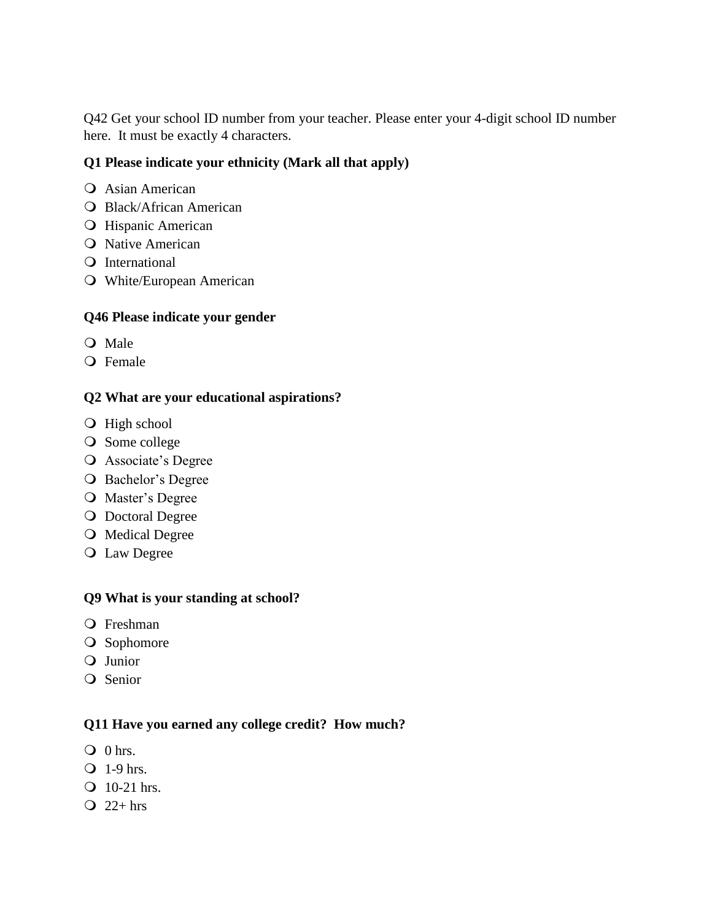Q42 Get your school ID number from your teacher. Please enter your 4-digit school ID number here.  It must be exactly 4 characters.

**Q1 Please indicate your ethnicity (Mark all that apply)**

- Asian American
- Black/African American
- Hispanic American
- Native American
- International
- White/European American

**Q46 Please indicate your gender**

- Male
- Female

**Q2 What are your educational aspirations?**

- High school
- Some college
- Associate's Degree
- Bachelor's Degree
- Master's Degree
- Doctoral Degree
- Medical Degree
- Law Degree

**Q9 What is your standing at school?**

- Freshman
- Sophomore
- Junior
- Senior

**Q11 Have you earned any college credit?  How much?**

- 0 hrs.
- 1-9 hrs.
- 10-21 hrs.
- 22+ hrs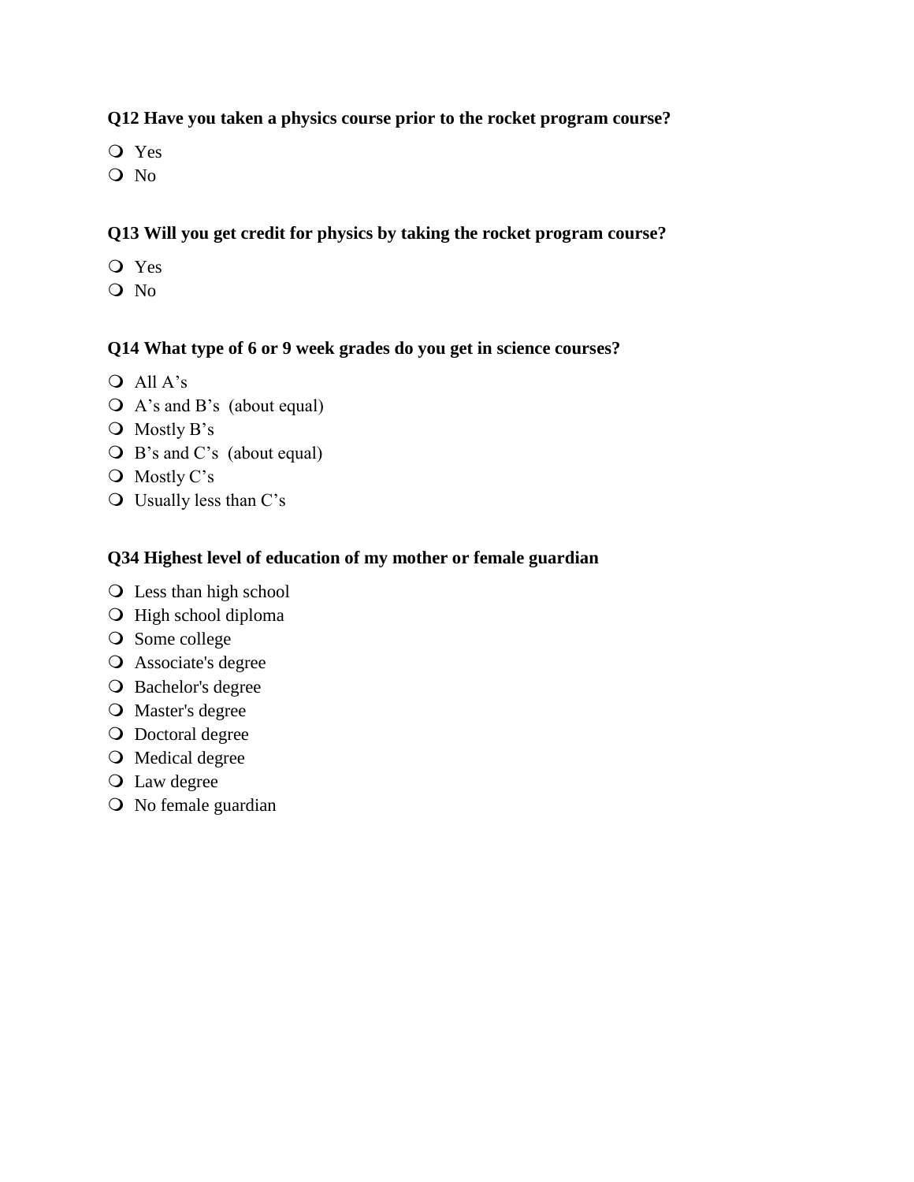**Q12 Have you taken a physics course prior to the rocket program course?**

- Yes
- No

**Q13 Will you get credit for physics by taking the rocket program course?**

- Yes
- No

**Q14 What type of 6 or 9 week grades do you get in science courses?**

- All A's
- A's and B's (about equal)
- Mostly B's
- B's and C's (about equal)
- Mostly C's
- Usually less than C's

**Q34 Highest level of education of my mother or female guardian**

- Less than high school
- High school diploma
- Some college
- Associate's degree
- Bachelor's degree
- Master's degree
- Doctoral degree
- Medical degree
- Law degree
- No female guardian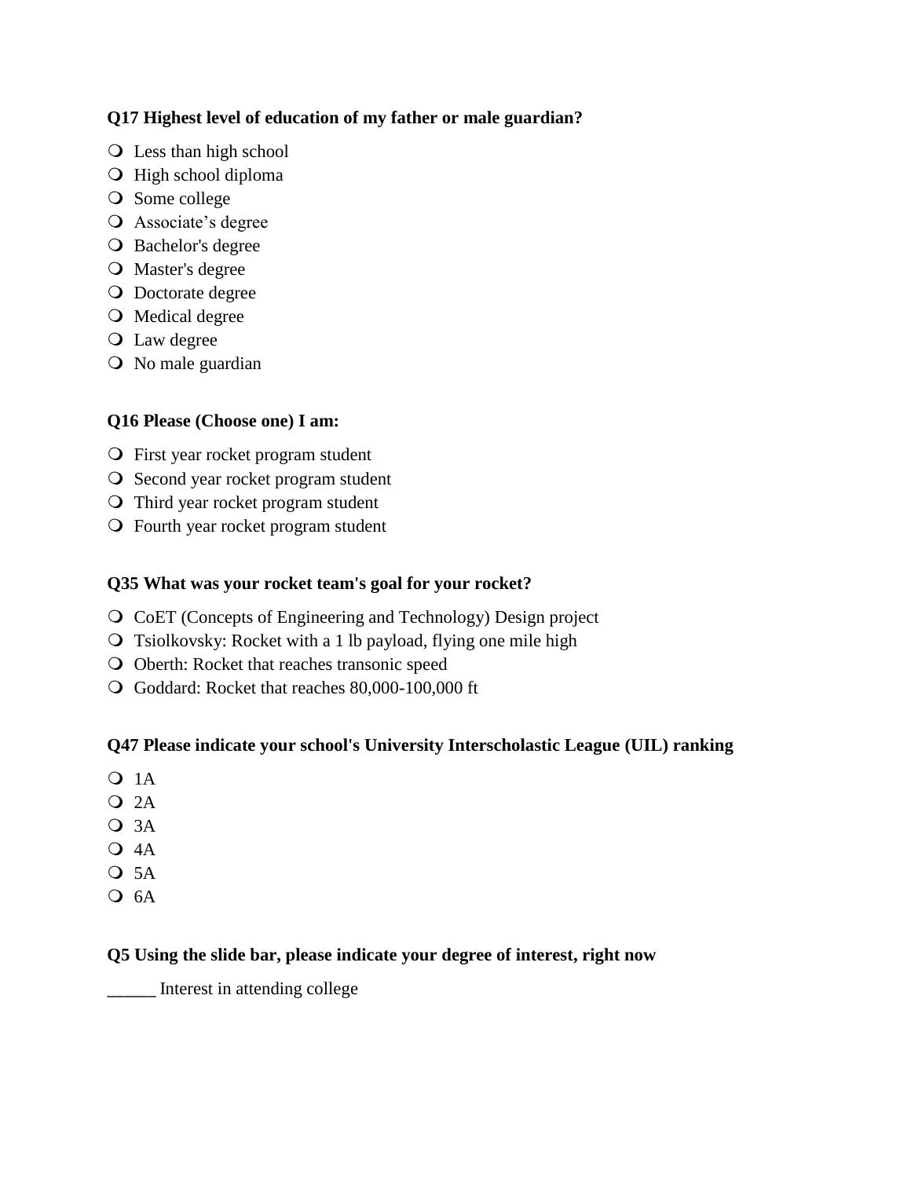**Q17 Highest level of education of my father or male guardian?**

- Less than high school
- High school diploma
- Some college
- Associate's degree
- Bachelor's degree
- Master's degree
- Doctorate degree
- Medical degree
- Law degree
- No male guardian

**Q16 Please (Choose one) I am:**

- First year rocket program student
- Second year rocket program student
- Third year rocket program student
- Fourth year rocket program student

**Q35 What was your rocket team's goal for your rocket?**

- CoET (Concepts of Engineering and Technology) Design project
- Tsiolkovsky: Rocket with a 1 lb payload, flying one mile high
- Oberth: Rocket that reaches transonic speed
- Goddard: Rocket that reaches 80,000-100,000 ft

**Q47 Please indicate your school's University Interscholastic League (UIL) ranking**

- 1A
- 2A
- 3A
- 4A
- 5A
- 6A

**Q5 Using the slide bar, please indicate your degree of interest, right now**

______ Interest in attending college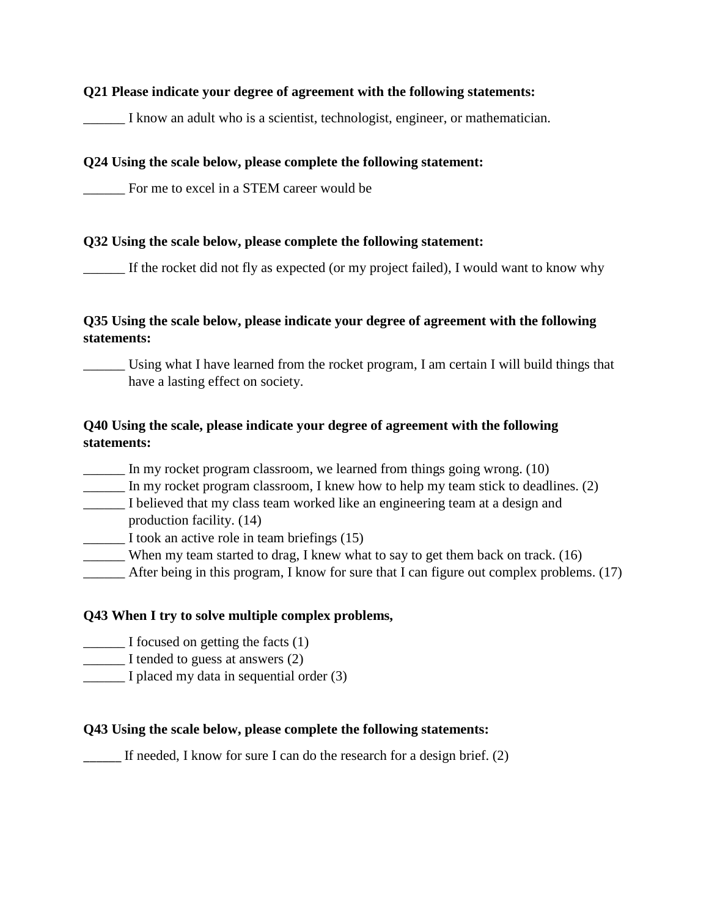**Q21 Please indicate your degree of agreement with the following statements:**

______ I know an adult who is a scientist, technologist, engineer, or mathematician.

**Q24 Using the scale below, please complete the following statement:**

______ For me to excel in a STEM career would be

**Q32 Using the scale below, please complete the following statement:**

______ If the rocket did not fly as expected (or my project failed), I would want to know why

**Q35 Using the scale below, please indicate your degree of agreement with the following statements:**

______ Using what I have learned from the rocket program, I am certain I will build things that have a lasting effect on society.

**Q40 Using the scale, please indicate your degree of agreement with the following statements:**

______ In my rocket program classroom, we learned from things going wrong. (10)
______ In my rocket program classroom, I knew how to help my team stick to deadlines. (2)
______ I believed that my class team worked like an engineering team at a design and production facility. (14)
______ I took an active role in team briefings (15)
______ When my team started to drag, I knew what to say to get them back on track. (16)
______ After being in this program, I know for sure that I can figure out complex problems. (17)

**Q43 When I try to solve multiple complex problems,**

______ I focused on getting the facts (1)
______ I tended to guess at answers (2)
______ I placed my data in sequential order (3)

**Q43 Using the scale below, please complete the following statements:**

_____ If needed, I know for sure I can do the research for a design brief. (2)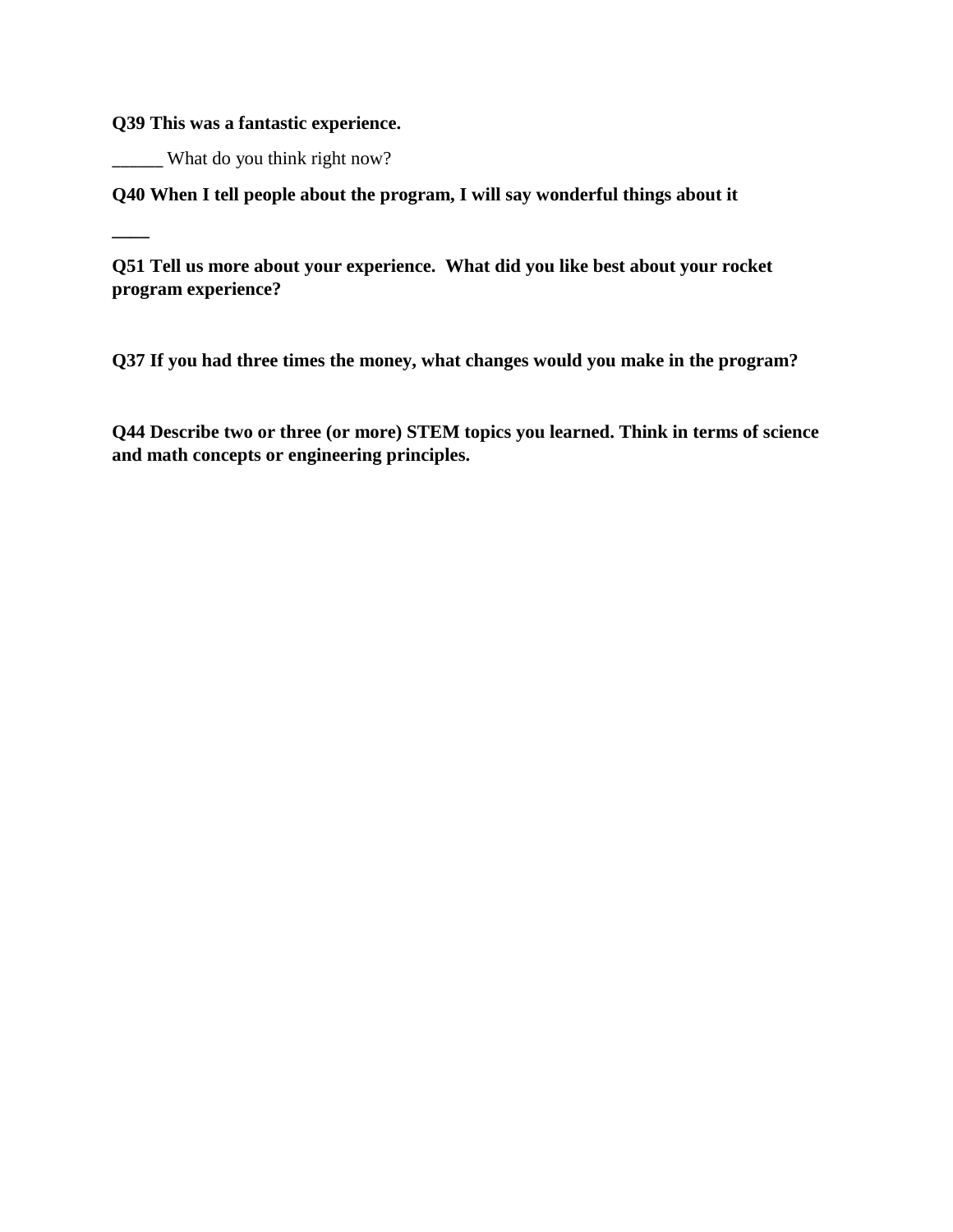**Q39 This was a fantastic experience.**

______ What do you think right now?

**Q40 When I tell people about the program, I will say wonderful things about it**

**____**

**Q51 Tell us more about your experience. What did you like best about your rocket program experience?**

**Q37 If you had three times the money, what changes would you make in the program?**

**Q44 Describe two or three (or more) STEM topics you learned. Think in terms of science and math concepts or engineering principles.**